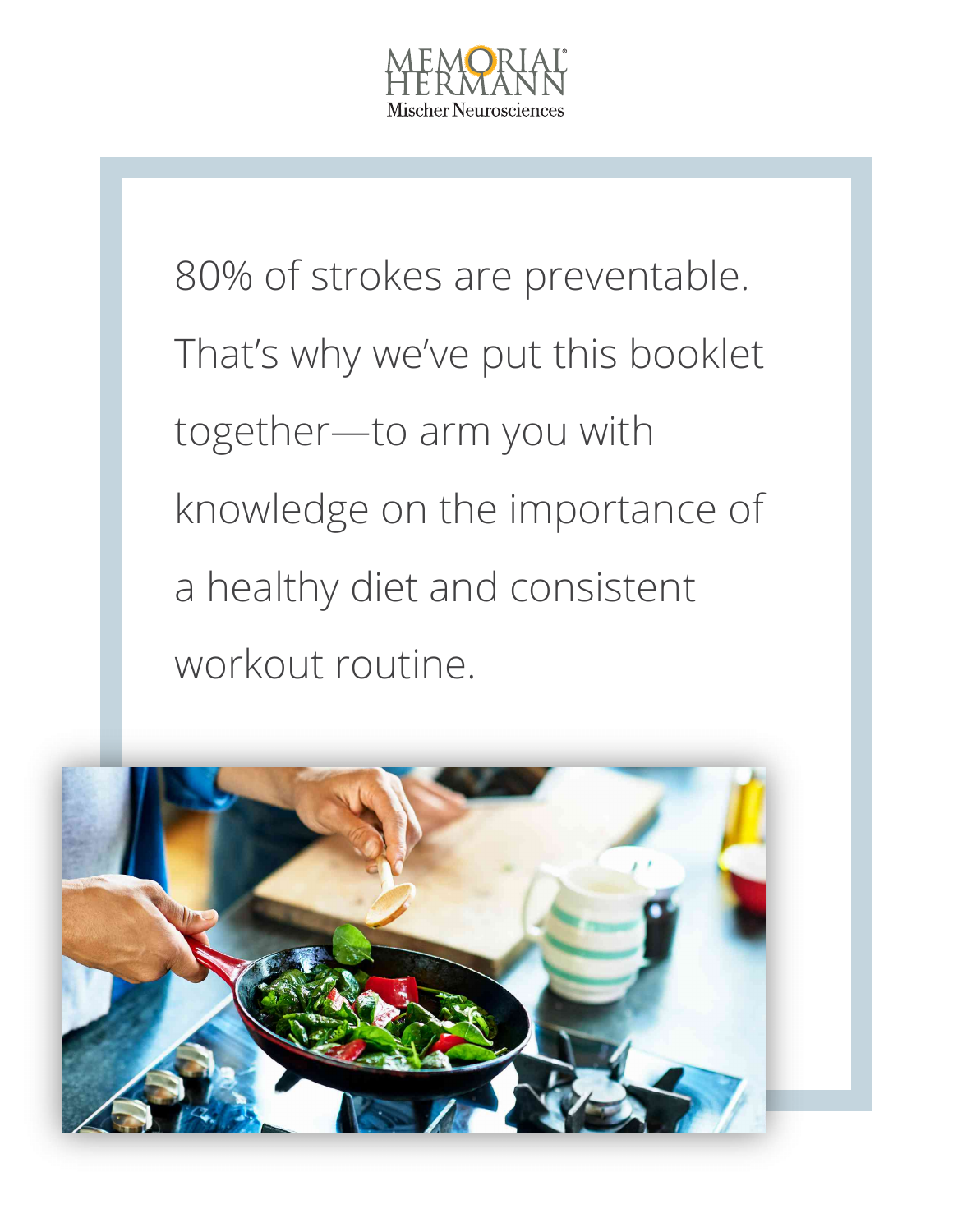MEMORIAL HERMANN
Mischer Neurosciences

80% of strokes are preventable. That's why we've put this booklet together—to arm you with knowledge on the importance of a healthy diet and consistent workout routine.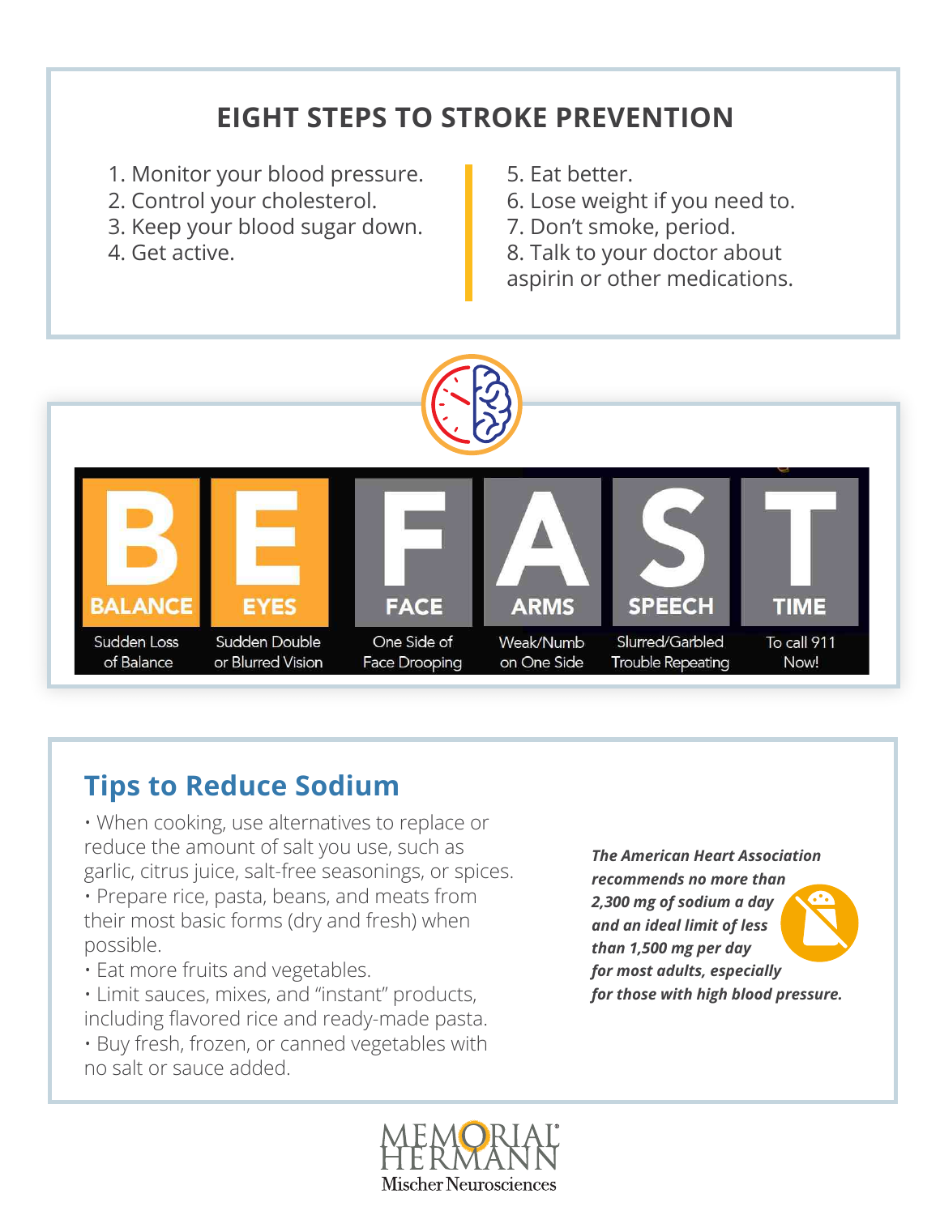## EIGHT STEPS TO STROKE PREVENTION

1. Monitor your blood pressure.
2. Control your cholesterol.
3. Keep your blood sugar down.
4. Get active.
5. Eat better.
6. Lose weight if you need to.
7. Don't smoke, period.
8. Talk to your doctor about aspirin or other medications.

| B | E | F | A | S | T |
|---|---|---|---|---|---|
| BALANCE | EYES | FACE | ARMS | SPEECH | TIME |
| Sudden Loss of Balance | Sudden Double or Blurred Vision | One Side of Face Drooping | Weak/Numb on One Side | Slurred/Garbled Trouble Repeating | To call 911 Now! |

## Tips to Reduce Sodium

- When cooking, use alternatives to replace or reduce the amount of salt you use, such as garlic, citrus juice, salt-free seasonings, or spices.
- Prepare rice, pasta, beans, and meats from their most basic forms (dry and fresh) when possible.
- Eat more fruits and vegetables.
- Limit sauces, mixes, and "instant" products, including flavored rice and ready-made pasta.
- Buy fresh, frozen, or canned vegetables with no salt or sauce added.

***The American Heart Association recommends no more than 2,300 mg of sodium a day and an ideal limit of less than 1,500 mg per day for most adults, especially for those with high blood pressure.***

MEMORIAL HERMANN
Mischer Neurosciences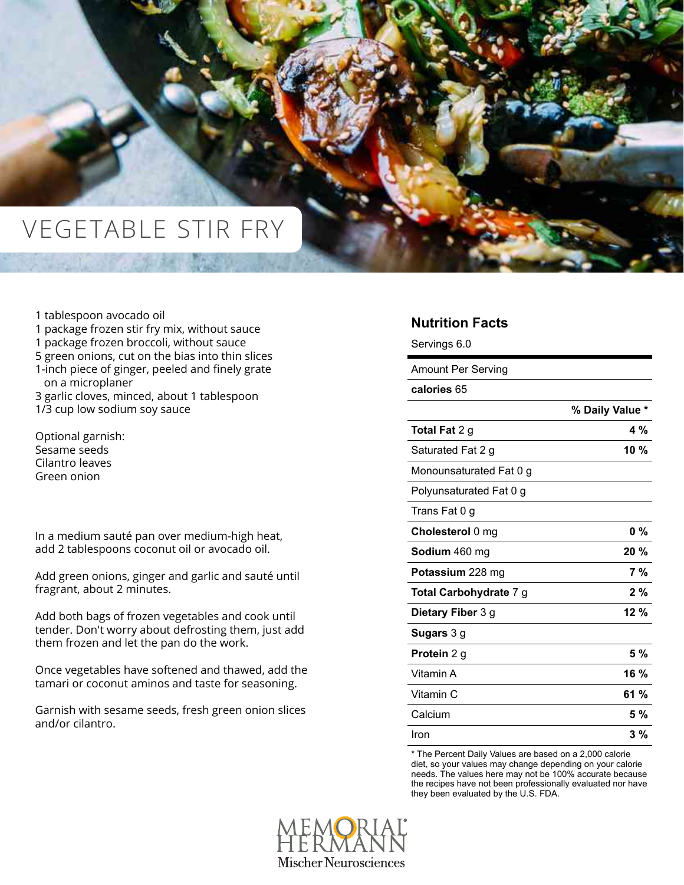# VEGETABLE STIR FRY

1 tablespoon avocado oil
1 package frozen stir fry mix, without sauce
1 package frozen broccoli, without sauce
5 green onions, cut on the bias into thin slices
1-inch piece of ginger, peeled and finely grate on a microplaner
3 garlic cloves, minced, about 1 tablespoon
1/3 cup low sodium soy sauce

Optional garnish:
Sesame seeds
Cilantro leaves
Green onion

In a medium sauté pan over medium-high heat, add 2 tablespoons coconut oil or avocado oil.

Add green onions, ginger and garlic and sauté until fragrant, about 2 minutes.

Add both bags of frozen vegetables and cook until tender. Don't worry about defrosting them, just add them frozen and let the pan do the work.

Once vegetables have softened and thawed, add the tamari or coconut aminos and taste for seasoning.

Garnish with sesame seeds, fresh green onion slices and/or cilantro.

## Nutrition Facts

Servings 6.0

| Amount Per Serving | |
|---|---|
| **calories** 65 | |
| | **% Daily Value \*** |
| **Total Fat** 2 g | **4 %** |
| Saturated Fat 2 g | **10 %** |
| Monounsaturated Fat 0 g | |
| Polyunsaturated Fat 0 g | |
| Trans Fat 0 g | |
| **Cholesterol** 0 mg | **0 %** |
| **Sodium** 460 mg | **20 %** |
| **Potassium** 228 mg | **7 %** |
| **Total Carbohydrate** 7 g | **2 %** |
| **Dietary Fiber** 3 g | **12 %** |
| **Sugars** 3 g | |
| **Protein** 2 g | **5 %** |
| Vitamin A | **16 %** |
| Vitamin C | **61 %** |
| Calcium | **5 %** |
| Iron | **3 %** |

\* The Percent Daily Values are based on a 2,000 calorie diet, so your values may change depending on your calorie needs. The values here may not be 100% accurate because the recipes have not been professionally evaluated nor have they been evaluated by the U.S. FDA.

MEMORIAL HERMANN
Mischer Neurosciences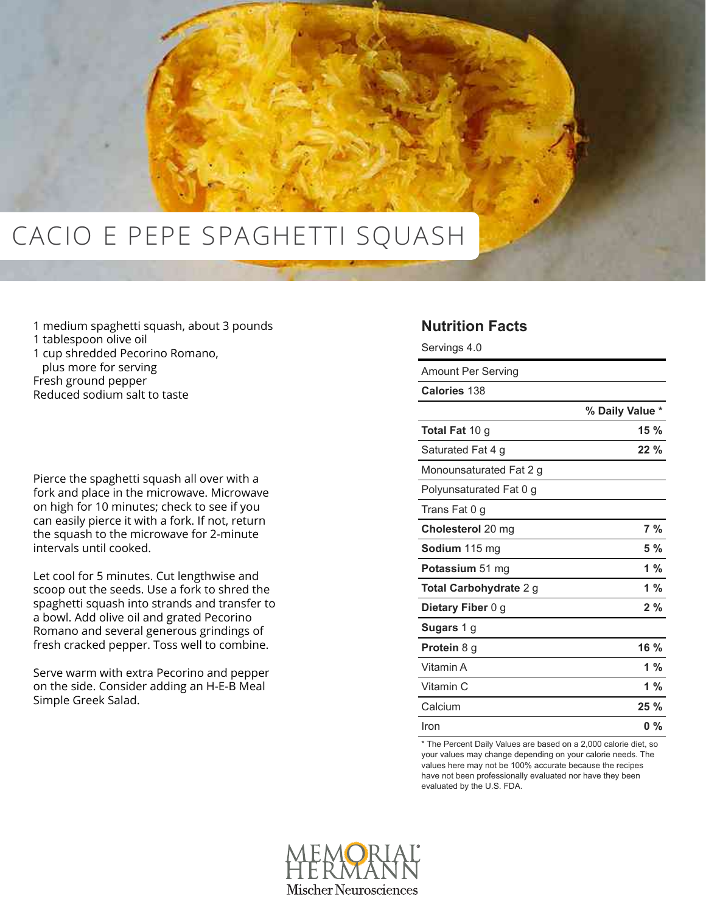# CACIO E PEPE SPAGHETTI SQUASH

1 medium spaghetti squash, about 3 pounds
1 tablespoon olive oil
1 cup shredded Pecorino Romano,
  plus more for serving
Fresh ground pepper
Reduced sodium salt to taste

Pierce the spaghetti squash all over with a fork and place in the microwave. Microwave on high for 10 minutes; check to see if you can easily pierce it with a fork. If not, return the squash to the microwave for 2-minute intervals until cooked.

Let cool for 5 minutes. Cut lengthwise and scoop out the seeds. Use a fork to shred the spaghetti squash into strands and transfer to a bowl. Add olive oil and grated Pecorino Romano and several generous grindings of fresh cracked pepper. Toss well to combine.

Serve warm with extra Pecorino and pepper on the side. Consider adding an H-E-B Meal Simple Greek Salad.

## Nutrition Facts

Servings 4.0

| Amount Per Serving | |
|---|---|
| **Calories** 138 | |
| | **% Daily Value *** |
| **Total Fat** 10 g | **15 %** |
| Saturated Fat 4 g | **22 %** |
| Monounsaturated Fat 2 g | |
| Polyunsaturated Fat 0 g | |
| Trans Fat 0 g | |
| **Cholesterol** 20 mg | **7 %** |
| **Sodium** 115 mg | **5 %** |
| **Potassium** 51 mg | **1 %** |
| **Total Carbohydrate** 2 g | **1 %** |
| **Dietary Fiber** 0 g | **2 %** |
| **Sugars** 1 g | |
| **Protein** 8 g | **16 %** |
| Vitamin A | **1 %** |
| Vitamin C | **1 %** |
| Calcium | **25 %** |
| Iron | **0 %** |

* The Percent Daily Values are based on a 2,000 calorie diet, so your values may change depending on your calorie needs. The values here may not be 100% accurate because the recipes have not been professionally evaluated nor have they been evaluated by the U.S. FDA.

MEMORIAL HERMANN
Mischer Neurosciences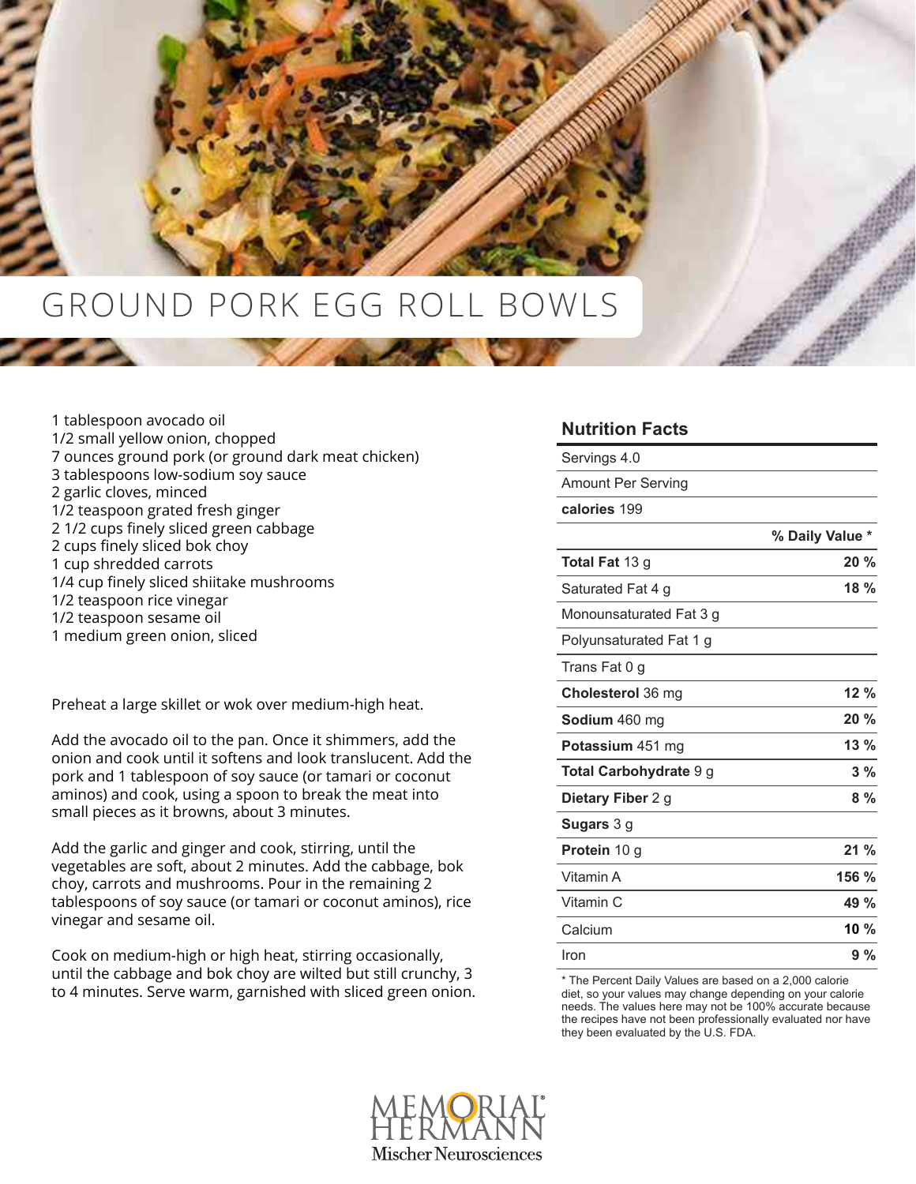# GROUND PORK EGG ROLL BOWLS

1 tablespoon avocado oil
1/2 small yellow onion, chopped
7 ounces ground pork (or ground dark meat chicken)
3 tablespoons low-sodium soy sauce
2 garlic cloves, minced
1/2 teaspoon grated fresh ginger
2 1/2 cups finely sliced green cabbage
2 cups finely sliced bok choy
1 cup shredded carrots
1/4 cup finely sliced shiitake mushrooms
1/2 teaspoon rice vinegar
1/2 teaspoon sesame oil
1 medium green onion, sliced

Preheat a large skillet or wok over medium-high heat.

Add the avocado oil to the pan. Once it shimmers, add the onion and cook until it softens and look translucent. Add the pork and 1 tablespoon of soy sauce (or tamari or coconut aminos) and cook, using a spoon to break the meat into small pieces as it browns, about 3 minutes.

Add the garlic and ginger and cook, stirring, until the vegetables are soft, about 2 minutes. Add the cabbage, bok choy, carrots and mushrooms. Pour in the remaining 2 tablespoons of soy sauce (or tamari or coconut aminos), rice vinegar and sesame oil.

Cook on medium-high or high heat, stirring occasionally, until the cabbage and bok choy are wilted but still crunchy, 3 to 4 minutes. Serve warm, garnished with sliced green onion.

## Nutrition Facts

| Servings 4.0 | |
|---|---|
| Amount Per Serving | |
| **calories** 199 | |
| | **% Daily Value *** |
| **Total Fat** 13 g | **20 %** |
| Saturated Fat 4 g | **18 %** |
| Monounsaturated Fat 3 g | |
| Polyunsaturated Fat 1 g | |
| Trans Fat 0 g | |
| **Cholesterol** 36 mg | **12 %** |
| **Sodium** 460 mg | **20 %** |
| **Potassium** 451 mg | **13 %** |
| **Total Carbohydrate** 9 g | **3 %** |
| **Dietary Fiber** 2 g | **8 %** |
| **Sugars** 3 g | |
| **Protein** 10 g | **21 %** |
| Vitamin A | **156 %** |
| Vitamin C | **49 %** |
| Calcium | **10 %** |
| Iron | **9 %** |

* The Percent Daily Values are based on a 2,000 calorie diet, so your values may change depending on your calorie needs. The values here may not be 100% accurate because the recipes have not been professionally evaluated nor have they been evaluated by the U.S. FDA.

MEMORIAL HERMANN
Mischer Neurosciences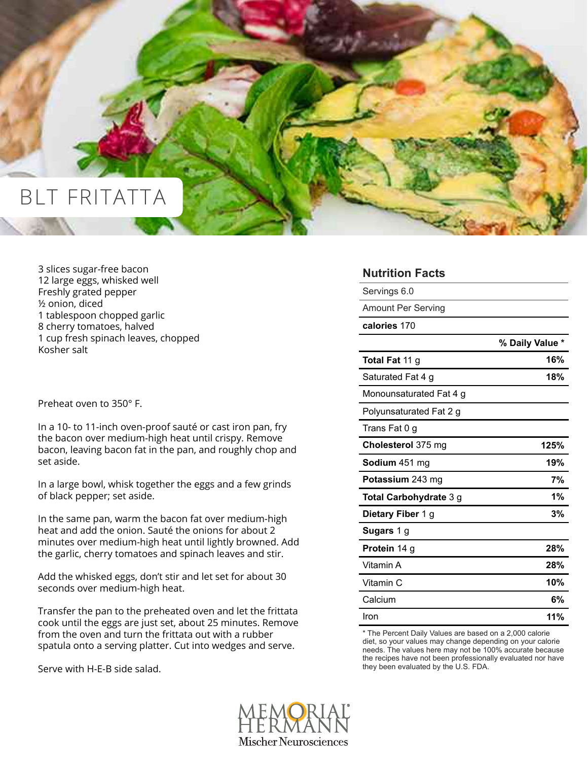# BLT FRITATTA

3 slices sugar-free bacon
12 large eggs, whisked well
Freshly grated pepper
½ onion, diced
1 tablespoon chopped garlic
8 cherry tomatoes, halved
1 cup fresh spinach leaves, chopped
Kosher salt

Preheat oven to 350° F.

In a 10- to 11-inch oven-proof sauté or cast iron pan, fry the bacon over medium-high heat until crispy. Remove bacon, leaving bacon fat in the pan, and roughly chop and set aside.

In a large bowl, whisk together the eggs and a few grinds of black pepper; set aside.

In the same pan, warm the bacon fat over medium-high heat and add the onion. Sauté the onions for about 2 minutes over medium-high heat until lightly browned. Add the garlic, cherry tomatoes and spinach leaves and stir.

Add the whisked eggs, don't stir and let set for about 30 seconds over medium-high heat.

Transfer the pan to the preheated oven and let the frittata cook until the eggs are just set, about 25 minutes. Remove from the oven and turn the frittata out with a rubber spatula onto a serving platter. Cut into wedges and serve.

Serve with H-E-B side salad.

## Nutrition Facts

| | |
|---|---|
| Servings 6.0 | |
| Amount Per Serving | |
| **calories** 170 | |
| | **% Daily Value \*** |
| **Total Fat** 11 g | **16%** |
| Saturated Fat 4 g | **18%** |
| Monounsaturated Fat 4 g | |
| Polyunsaturated Fat 2 g | |
| Trans Fat 0 g | |
| **Cholesterol** 375 mg | **125%** |
| **Sodium** 451 mg | **19%** |
| **Potassium** 243 mg | **7%** |
| **Total Carbohydrate** 3 g | **1%** |
| **Dietary Fiber** 1 g | **3%** |
| **Sugars** 1 g | |
| **Protein** 14 g | **28%** |
| Vitamin A | **28%** |
| Vitamin C | **10%** |
| Calcium | **6%** |
| Iron | **11%** |

\* The Percent Daily Values are based on a 2,000 calorie diet, so your values may change depending on your calorie needs. The values here may not be 100% accurate because the recipes have not been professionally evaluated nor have they been evaluated by the U.S. FDA.

MEMORIAL HERMANN
Mischer Neurosciences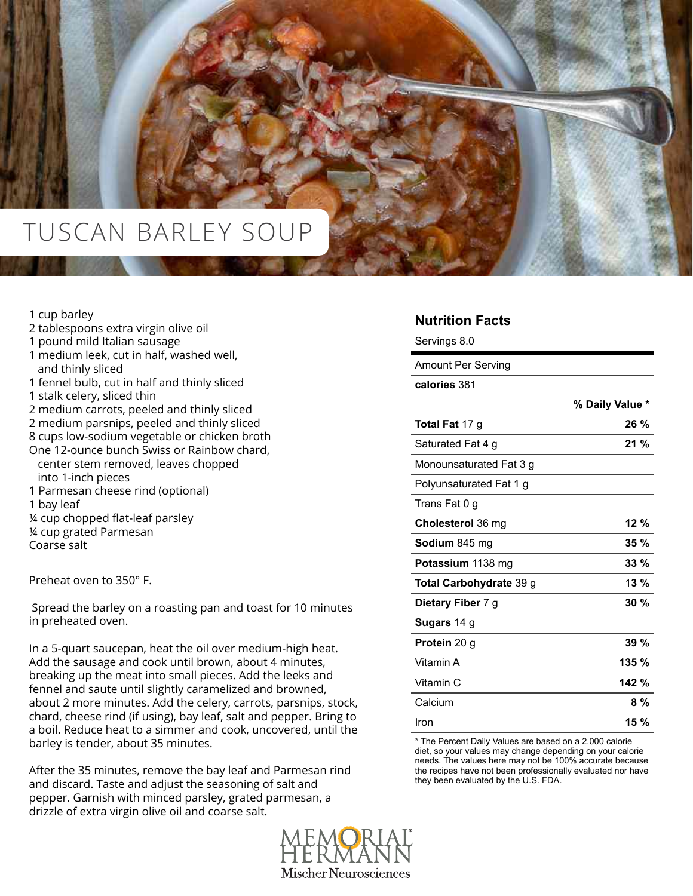# TUSCAN BARLEY SOUP

- 1 cup barley
- 2 tablespoons extra virgin olive oil
- 1 pound mild Italian sausage
- 1 medium leek, cut in half, washed well, and thinly sliced
- 1 fennel bulb, cut in half and thinly sliced
- 1 stalk celery, sliced thin
- 2 medium carrots, peeled and thinly sliced
- 2 medium parsnips, peeled and thinly sliced
- 8 cups low-sodium vegetable or chicken broth
- One 12-ounce bunch Swiss or Rainbow chard, center stem removed, leaves chopped into 1-inch pieces
- 1 Parmesan cheese rind (optional)
- 1 bay leaf
- ¼ cup chopped flat-leaf parsley
- ¼ cup grated Parmesan
- Coarse salt

Preheat oven to 350° F.

Spread the barley on a roasting pan and toast for 10 minutes in preheated oven.

In a 5-quart saucepan, heat the oil over medium-high heat. Add the sausage and cook until brown, about 4 minutes, breaking up the meat into small pieces. Add the leeks and fennel and saute until slightly caramelized and browned, about 2 more minutes. Add the celery, carrots, parsnips, stock, chard, cheese rind (if using), bay leaf, salt and pepper. Bring to a boil. Reduce heat to a simmer and cook, uncovered, until the barley is tender, about 35 minutes.

After the 35 minutes, remove the bay leaf and Parmesan rind and discard. Taste and adjust the seasoning of salt and pepper. Garnish with minced parsley, grated parmesan, a drizzle of extra virgin olive oil and coarse salt.

## Nutrition Facts

Servings 8.0

| Amount Per Serving | |
|---|---|
| **calories** 381 | |
| | **% Daily Value \*** |
| **Total Fat** 17 g | **26 %** |
| Saturated Fat 4 g | **21 %** |
| Monounsaturated Fat 3 g | |
| Polyunsaturated Fat 1 g | |
| Trans Fat 0 g | |
| **Cholesterol** 36 mg | **12 %** |
| **Sodium** 845 mg | **35 %** |
| **Potassium** 1138 mg | **33 %** |
| **Total Carbohydrate** 39 g | 13 % |
| **Dietary Fiber** 7 g | **30 %** |
| **Sugars** 14 g | |
| **Protein** 20 g | **39 %** |
| Vitamin A | **135 %** |
| Vitamin C | **142 %** |
| Calcium | **8 %** |
| Iron | **15 %** |

\* The Percent Daily Values are based on a 2,000 calorie diet, so your values may change depending on your calorie needs. The values here may not be 100% accurate because the recipes have not been professionally evaluated nor have they been evaluated by the U.S. FDA.

MEMORIAL HERMANN
Mischer Neurosciences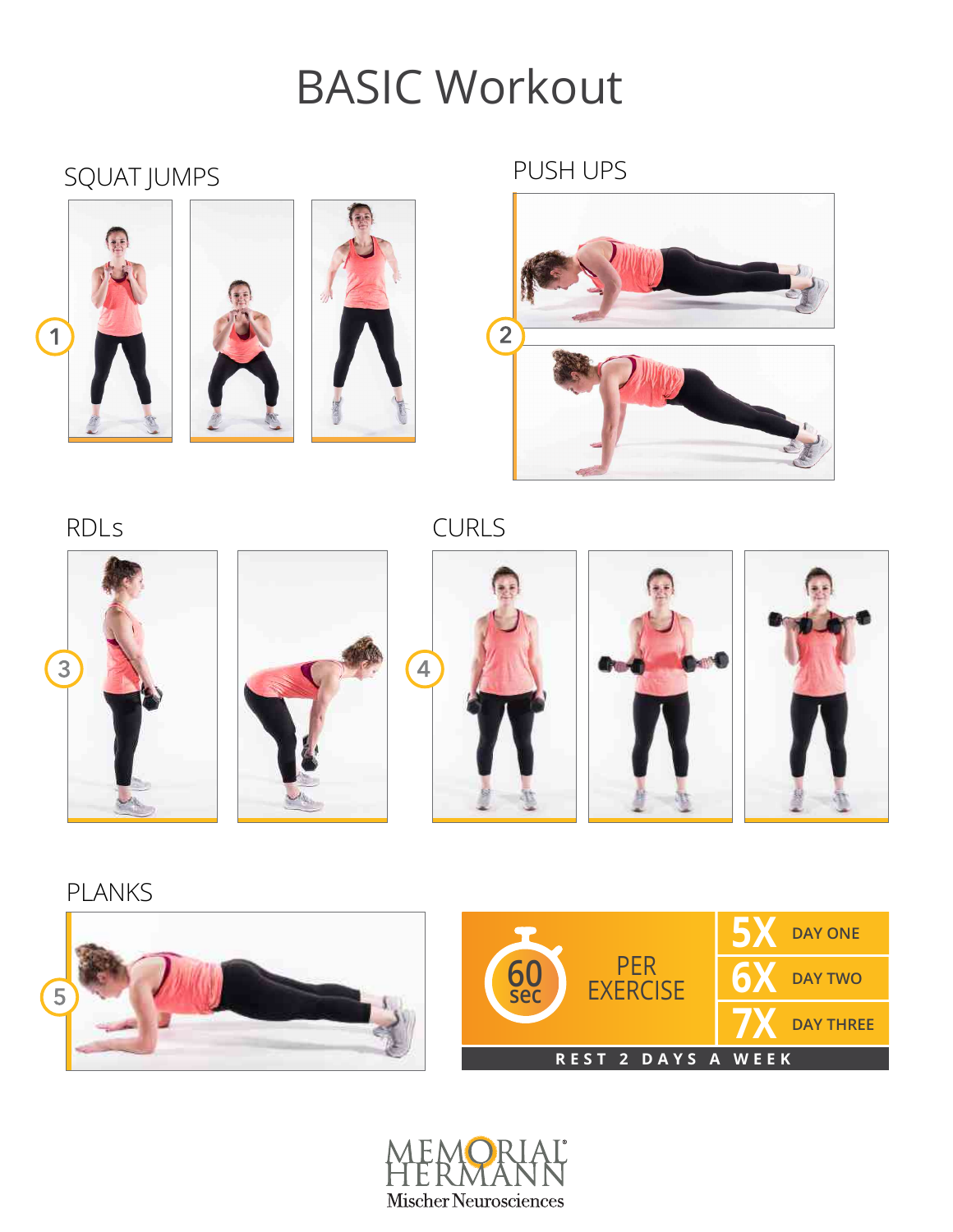# BASIC Workout

## SQUAT JUMPS

1

## PUSH UPS

2

## RDLs

3

## CURLS

4

## PLANKS

5

60 sec PER EXERCISE

| | |
|---|---|
| 5X | DAY ONE |
| 6X | DAY TWO |
| 7X | DAY THREE |

REST 2 DAYS A WEEK

MEMORIAL HERMANN
Mischer Neurosciences